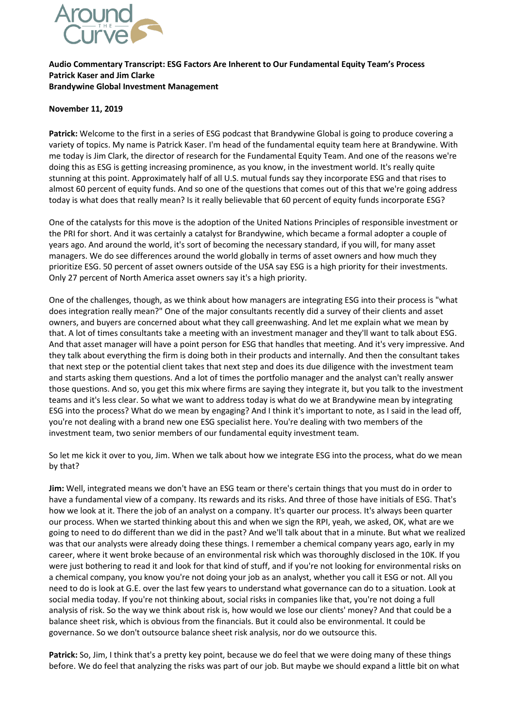**Audio Commentary Transcript: ESG Factors Are Inherent to Our Fundamental Equity Team's Process**
**Patrick Kaser and Jim Clarke**
**Brandywine Global Investment Management**

**November 11, 2019**

**Patrick:** Welcome to the first in a series of ESG podcast that Brandywine Global is going to produce covering a variety of topics. My name is Patrick Kaser. I'm head of the fundamental equity team here at Brandywine. With me today is Jim Clark, the director of research for the Fundamental Equity Team. And one of the reasons we're doing this as ESG is getting increasing prominence, as you know, in the investment world. It's really quite stunning at this point. Approximately half of all U.S. mutual funds say they incorporate ESG and that rises to almost 60 percent of equity funds. And so one of the questions that comes out of this that we're going address today is what does that really mean? Is it really believable that 60 percent of equity funds incorporate ESG?

One of the catalysts for this move is the adoption of the United Nations Principles of responsible investment or the PRI for short. And it was certainly a catalyst for Brandywine, which became a formal adopter a couple of years ago. And around the world, it's sort of becoming the necessary standard, if you will, for many asset managers. We do see differences around the world globally in terms of asset owners and how much they prioritize ESG. 50 percent of asset owners outside of the USA say ESG is a high priority for their investments. Only 27 percent of North America asset owners say it's a high priority.

One of the challenges, though, as we think about how managers are integrating ESG into their process is "what does integration really mean?" One of the major consultants recently did a survey of their clients and asset owners, and buyers are concerned about what they call greenwashing. And let me explain what we mean by that. A lot of times consultants take a meeting with an investment manager and they'll want to talk about ESG. And that asset manager will have a point person for ESG that handles that meeting. And it's very impressive. And they talk about everything the firm is doing both in their products and internally. And then the consultant takes that next step or the potential client takes that next step and does its due diligence with the investment team and starts asking them questions. And a lot of times the portfolio manager and the analyst can't really answer those questions. And so, you get this mix where firms are saying they integrate it, but you talk to the investment teams and it's less clear. So what we want to address today is what do we at Brandywine mean by integrating ESG into the process? What do we mean by engaging? And I think it's important to note, as I said in the lead off, you're not dealing with a brand new one ESG specialist here. You're dealing with two members of the investment team, two senior members of our fundamental equity investment team.

So let me kick it over to you, Jim. When we talk about how we integrate ESG into the process, what do we mean by that?

**Jim:** Well, integrated means we don't have an ESG team or there's certain things that you must do in order to have a fundamental view of a company. Its rewards and its risks. And three of those have initials of ESG. That's how we look at it. There the job of an analyst on a company. It's quarter our process. It's always been quarter our process. When we started thinking about this and when we sign the RPI, yeah, we asked, OK, what are we going to need to do different than we did in the past? And we'll talk about that in a minute. But what we realized was that our analysts were already doing these things. I remember a chemical company years ago, early in my career, where it went broke because of an environmental risk which was thoroughly disclosed in the 10K. If you were just bothering to read it and look for that kind of stuff, and if you're not looking for environmental risks on a chemical company, you know you're not doing your job as an analyst, whether you call it ESG or not. All you need to do is look at G.E. over the last few years to understand what governance can do to a situation. Look at social media today. If you're not thinking about, social risks in companies like that, you're not doing a full analysis of risk. So the way we think about risk is, how would we lose our clients' money? And that could be a balance sheet risk, which is obvious from the financials. But it could also be environmental. It could be governance. So we don't outsource balance sheet risk analysis, nor do we outsource this.

**Patrick:** So, Jim, I think that's a pretty key point, because we do feel that we were doing many of these things before. We do feel that analyzing the risks was part of our job. But maybe we should expand a little bit on what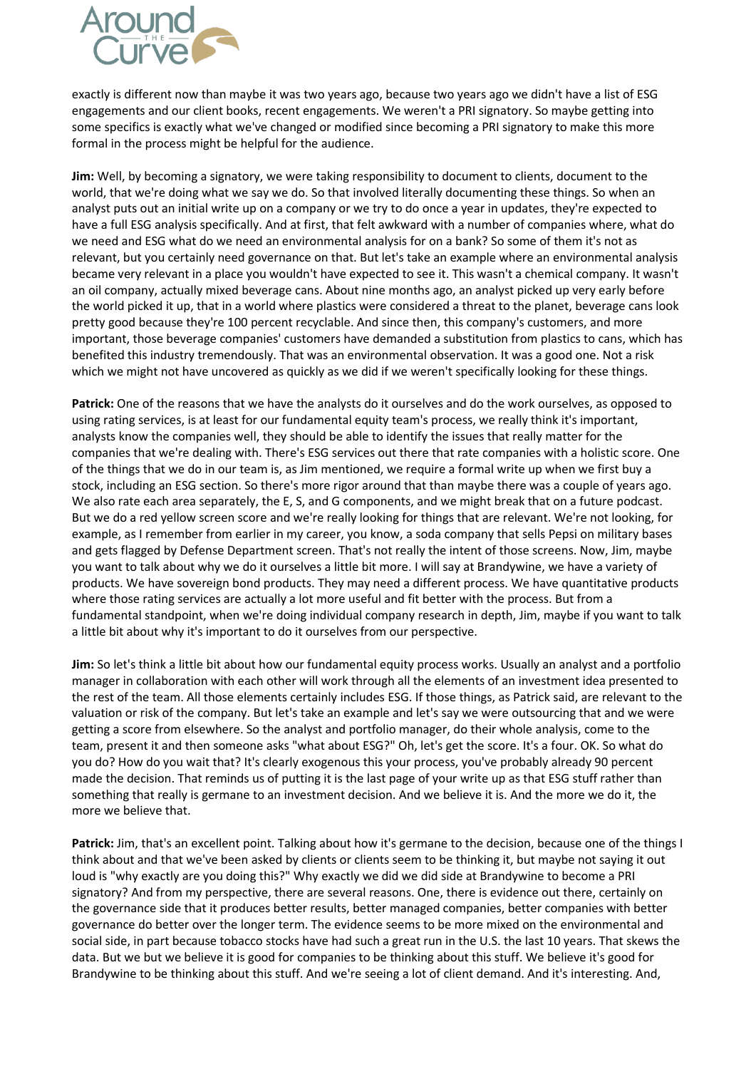exactly is different now than maybe it was two years ago, because two years ago we didn't have a list of ESG engagements and our client books, recent engagements. We weren't a PRI signatory. So maybe getting into some specifics is exactly what we've changed or modified since becoming a PRI signatory to make this more formal in the process might be helpful for the audience.

**Jim:** Well, by becoming a signatory, we were taking responsibility to document to clients, document to the world, that we're doing what we say we do. So that involved literally documenting these things. So when an analyst puts out an initial write up on a company or we try to do once a year in updates, they're expected to have a full ESG analysis specifically. And at first, that felt awkward with a number of companies where, what do we need and ESG what do we need an environmental analysis for on a bank? So some of them it's not as relevant, but you certainly need governance on that. But let's take an example where an environmental analysis became very relevant in a place you wouldn't have expected to see it. This wasn't a chemical company. It wasn't an oil company, actually mixed beverage cans. About nine months ago, an analyst picked up very early before the world picked it up, that in a world where plastics were considered a threat to the planet, beverage cans look pretty good because they're 100 percent recyclable. And since then, this company's customers, and more important, those beverage companies' customers have demanded a substitution from plastics to cans, which has benefited this industry tremendously. That was an environmental observation. It was a good one. Not a risk which we might not have uncovered as quickly as we did if we weren't specifically looking for these things.

**Patrick:** One of the reasons that we have the analysts do it ourselves and do the work ourselves, as opposed to using rating services, is at least for our fundamental equity team's process, we really think it's important, analysts know the companies well, they should be able to identify the issues that really matter for the companies that we're dealing with. There's ESG services out there that rate companies with a holistic score. One of the things that we do in our team is, as Jim mentioned, we require a formal write up when we first buy a stock, including an ESG section. So there's more rigor around that than maybe there was a couple of years ago. We also rate each area separately, the E, S, and G components, and we might break that on a future podcast. But we do a red yellow screen score and we're really looking for things that are relevant. We're not looking, for example, as I remember from earlier in my career, you know, a soda company that sells Pepsi on military bases and gets flagged by Defense Department screen. That's not really the intent of those screens. Now, Jim, maybe you want to talk about why we do it ourselves a little bit more. I will say at Brandywine, we have a variety of products. We have sovereign bond products. They may need a different process. We have quantitative products where those rating services are actually a lot more useful and fit better with the process. But from a fundamental standpoint, when we're doing individual company research in depth, Jim, maybe if you want to talk a little bit about why it's important to do it ourselves from our perspective.

**Jim:** So let's think a little bit about how our fundamental equity process works. Usually an analyst and a portfolio manager in collaboration with each other will work through all the elements of an investment idea presented to the rest of the team. All those elements certainly includes ESG. If those things, as Patrick said, are relevant to the valuation or risk of the company. But let's take an example and let's say we were outsourcing that and we were getting a score from elsewhere. So the analyst and portfolio manager, do their whole analysis, come to the team, present it and then someone asks "what about ESG?" Oh, let's get the score. It's a four. OK. So what do you do? How do you wait that? It's clearly exogenous this your process, you've probably already 90 percent made the decision. That reminds us of putting it is the last page of your write up as that ESG stuff rather than something that really is germane to an investment decision. And we believe it is. And the more we do it, the more we believe that.

**Patrick:** Jim, that's an excellent point. Talking about how it's germane to the decision, because one of the things I think about and that we've been asked by clients or clients seem to be thinking it, but maybe not saying it out loud is "why exactly are you doing this?" Why exactly we did we did side at Brandywine to become a PRI signatory? And from my perspective, there are several reasons. One, there is evidence out there, certainly on the governance side that it produces better results, better managed companies, better companies with better governance do better over the longer term. The evidence seems to be more mixed on the environmental and social side, in part because tobacco stocks have had such a great run in the U.S. the last 10 years. That skews the data. But we but we believe it is good for companies to be thinking about this stuff. We believe it's good for Brandywine to be thinking about this stuff. And we're seeing a lot of client demand. And it's interesting. And,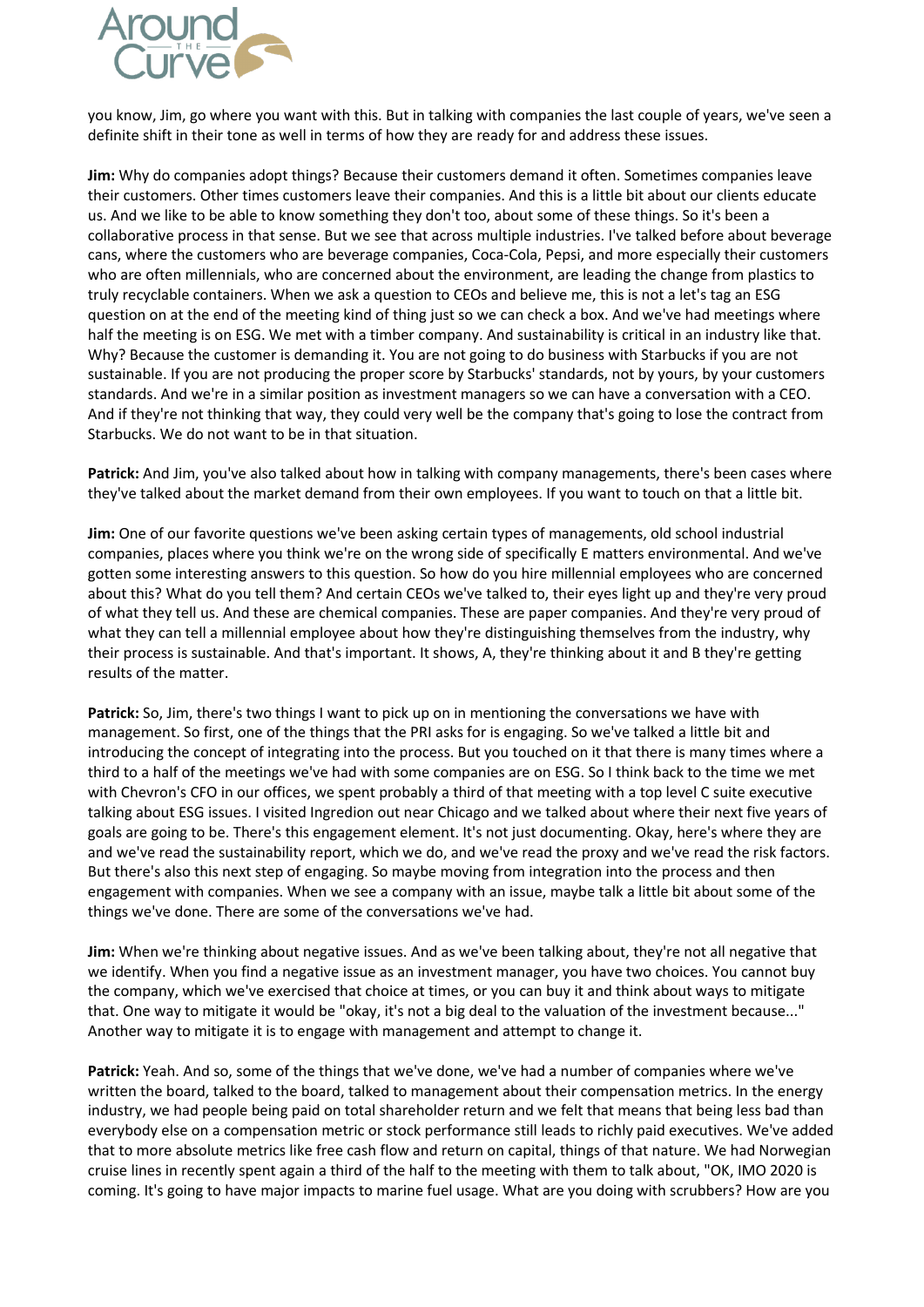you know, Jim, go where you want with this. But in talking with companies the last couple of years, we've seen a definite shift in their tone as well in terms of how they are ready for and address these issues.

**Jim:** Why do companies adopt things? Because their customers demand it often. Sometimes companies leave their customers. Other times customers leave their companies. And this is a little bit about our clients educate us. And we like to be able to know something they don't too, about some of these things. So it's been a collaborative process in that sense. But we see that across multiple industries. I've talked before about beverage cans, where the customers who are beverage companies, Coca-Cola, Pepsi, and more especially their customers who are often millennials, who are concerned about the environment, are leading the change from plastics to truly recyclable containers. When we ask a question to CEOs and believe me, this is not a let's tag an ESG question on at the end of the meeting kind of thing just so we can check a box. And we've had meetings where half the meeting is on ESG. We met with a timber company. And sustainability is critical in an industry like that. Why? Because the customer is demanding it. You are not going to do business with Starbucks if you are not sustainable. If you are not producing the proper score by Starbucks' standards, not by yours, by your customers standards. And we're in a similar position as investment managers so we can have a conversation with a CEO. And if they're not thinking that way, they could very well be the company that's going to lose the contract from Starbucks. We do not want to be in that situation.

**Patrick:** And Jim, you've also talked about how in talking with company managements, there's been cases where they've talked about the market demand from their own employees. If you want to touch on that a little bit.

**Jim:** One of our favorite questions we've been asking certain types of managements, old school industrial companies, places where you think we're on the wrong side of specifically E matters environmental. And we've gotten some interesting answers to this question. So how do you hire millennial employees who are concerned about this? What do you tell them? And certain CEOs we've talked to, their eyes light up and they're very proud of what they tell us. And these are chemical companies. These are paper companies. And they're very proud of what they can tell a millennial employee about how they're distinguishing themselves from the industry, why their process is sustainable. And that's important. It shows, A, they're thinking about it and B they're getting results of the matter.

**Patrick:** So, Jim, there's two things I want to pick up on in mentioning the conversations we have with management. So first, one of the things that the PRI asks for is engaging. So we've talked a little bit and introducing the concept of integrating into the process. But you touched on it that there is many times where a third to a half of the meetings we've had with some companies are on ESG. So I think back to the time we met with Chevron's CFO in our offices, we spent probably a third of that meeting with a top level C suite executive talking about ESG issues. I visited Ingredion out near Chicago and we talked about where their next five years of goals are going to be. There's this engagement element. It's not just documenting. Okay, here's where they are and we've read the sustainability report, which we do, and we've read the proxy and we've read the risk factors. But there's also this next step of engaging. So maybe moving from integration into the process and then engagement with companies. When we see a company with an issue, maybe talk a little bit about some of the things we've done. There are some of the conversations we've had.

**Jim:** When we're thinking about negative issues. And as we've been talking about, they're not all negative that we identify. When you find a negative issue as an investment manager, you have two choices. You cannot buy the company, which we've exercised that choice at times, or you can buy it and think about ways to mitigate that. One way to mitigate it would be "okay, it's not a big deal to the valuation of the investment because..." Another way to mitigate it is to engage with management and attempt to change it.

**Patrick:** Yeah. And so, some of the things that we've done, we've had a number of companies where we've written the board, talked to the board, talked to management about their compensation metrics. In the energy industry, we had people being paid on total shareholder return and we felt that means that being less bad than everybody else on a compensation metric or stock performance still leads to richly paid executives. We've added that to more absolute metrics like free cash flow and return on capital, things of that nature. We had Norwegian cruise lines in recently spent again a third of the half to the meeting with them to talk about, "OK, IMO 2020 is coming. It's going to have major impacts to marine fuel usage. What are you doing with scrubbers? How are you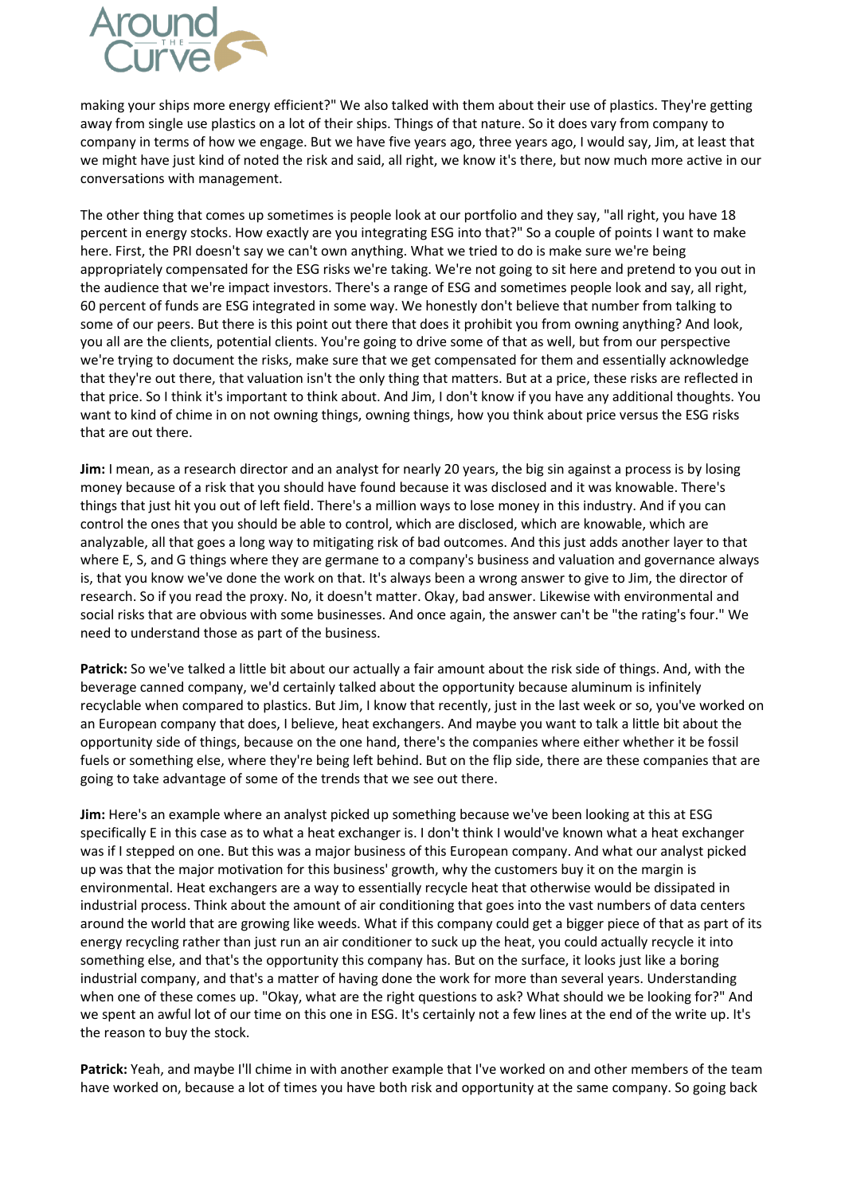making your ships more energy efficient?" We also talked with them about their use of plastics. They're getting away from single use plastics on a lot of their ships. Things of that nature. So it does vary from company to company in terms of how we engage. But we have five years ago, three years ago, I would say, Jim, at least that we might have just kind of noted the risk and said, all right, we know it's there, but now much more active in our conversations with management.

The other thing that comes up sometimes is people look at our portfolio and they say, "all right, you have 18 percent in energy stocks. How exactly are you integrating ESG into that?" So a couple of points I want to make here. First, the PRI doesn't say we can't own anything. What we tried to do is make sure we're being appropriately compensated for the ESG risks we're taking. We're not going to sit here and pretend to you out in the audience that we're impact investors. There's a range of ESG and sometimes people look and say, all right, 60 percent of funds are ESG integrated in some way. We honestly don't believe that number from talking to some of our peers. But there is this point out there that does it prohibit you from owning anything? And look, you all are the clients, potential clients. You're going to drive some of that as well, but from our perspective we're trying to document the risks, make sure that we get compensated for them and essentially acknowledge that they're out there, that valuation isn't the only thing that matters. But at a price, these risks are reflected in that price. So I think it's important to think about. And Jim, I don't know if you have any additional thoughts. You want to kind of chime in on not owning things, owning things, how you think about price versus the ESG risks that are out there.

**Jim:** I mean, as a research director and an analyst for nearly 20 years, the big sin against a process is by losing money because of a risk that you should have found because it was disclosed and it was knowable. There's things that just hit you out of left field. There's a million ways to lose money in this industry. And if you can control the ones that you should be able to control, which are disclosed, which are knowable, which are analyzable, all that goes a long way to mitigating risk of bad outcomes. And this just adds another layer to that where E, S, and G things where they are germane to a company's business and valuation and governance always is, that you know we've done the work on that. It's always been a wrong answer to give to Jim, the director of research. So if you read the proxy. No, it doesn't matter. Okay, bad answer. Likewise with environmental and social risks that are obvious with some businesses. And once again, the answer can't be "the rating's four." We need to understand those as part of the business.

**Patrick:** So we've talked a little bit about our actually a fair amount about the risk side of things. And, with the beverage canned company, we'd certainly talked about the opportunity because aluminum is infinitely recyclable when compared to plastics. But Jim, I know that recently, just in the last week or so, you've worked on an European company that does, I believe, heat exchangers. And maybe you want to talk a little bit about the opportunity side of things, because on the one hand, there's the companies where either whether it be fossil fuels or something else, where they're being left behind. But on the flip side, there are these companies that are going to take advantage of some of the trends that we see out there.

**Jim:** Here's an example where an analyst picked up something because we've been looking at this at ESG specifically E in this case as to what a heat exchanger is. I don't think I would've known what a heat exchanger was if I stepped on one. But this was a major business of this European company. And what our analyst picked up was that the major motivation for this business' growth, why the customers buy it on the margin is environmental. Heat exchangers are a way to essentially recycle heat that otherwise would be dissipated in industrial process. Think about the amount of air conditioning that goes into the vast numbers of data centers around the world that are growing like weeds. What if this company could get a bigger piece of that as part of its energy recycling rather than just run an air conditioner to suck up the heat, you could actually recycle it into something else, and that's the opportunity this company has. But on the surface, it looks just like a boring industrial company, and that's a matter of having done the work for more than several years. Understanding when one of these comes up. "Okay, what are the right questions to ask? What should we be looking for?" And we spent an awful lot of our time on this one in ESG. It's certainly not a few lines at the end of the write up. It's the reason to buy the stock.

**Patrick:** Yeah, and maybe I'll chime in with another example that I've worked on and other members of the team have worked on, because a lot of times you have both risk and opportunity at the same company. So going back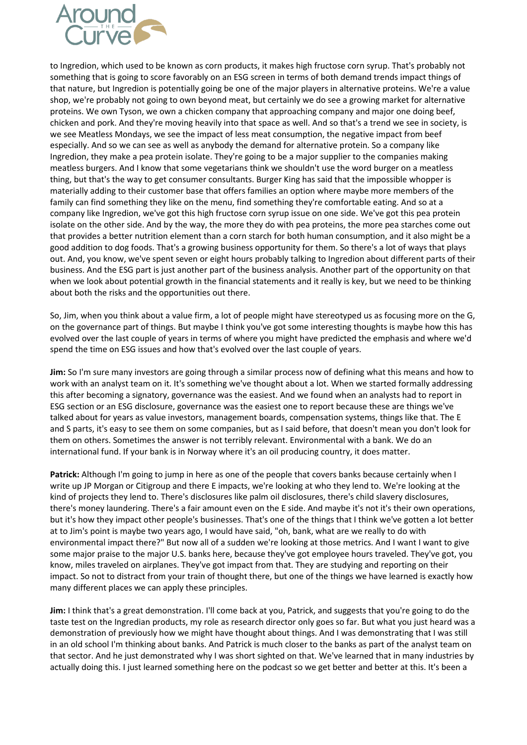to Ingredion, which used to be known as corn products, it makes high fructose corn syrup. That's probably not something that is going to score favorably on an ESG screen in terms of both demand trends impact things of that nature, but Ingredion is potentially going be one of the major players in alternative proteins. We're a value shop, we're probably not going to own beyond meat, but certainly we do see a growing market for alternative proteins. We own Tyson, we own a chicken company that approaching company and major one doing beef, chicken and pork. And they're moving heavily into that space as well. And so that's a trend we see in society, is we see Meatless Mondays, we see the impact of less meat consumption, the negative impact from beef especially. And so we can see as well as anybody the demand for alternative protein. So a company like Ingredion, they make a pea protein isolate. They're going to be a major supplier to the companies making meatless burgers. And I know that some vegetarians think we shouldn't use the word burger on a meatless thing, but that's the way to get consumer consultants. Burger King has said that the impossible whopper is materially adding to their customer base that offers families an option where maybe more members of the family can find something they like on the menu, find something they're comfortable eating. And so at a company like Ingredion, we've got this high fructose corn syrup issue on one side. We've got this pea protein isolate on the other side. And by the way, the more they do with pea proteins, the more pea starches come out that provides a better nutrition element than a corn starch for both human consumption, and it also might be a good addition to dog foods. That's a growing business opportunity for them. So there's a lot of ways that plays out. And, you know, we've spent seven or eight hours probably talking to Ingredion about different parts of their business. And the ESG part is just another part of the business analysis. Another part of the opportunity on that when we look about potential growth in the financial statements and it really is key, but we need to be thinking about both the risks and the opportunities out there.

So, Jim, when you think about a value firm, a lot of people might have stereotyped us as focusing more on the G, on the governance part of things. But maybe I think you've got some interesting thoughts is maybe how this has evolved over the last couple of years in terms of where you might have predicted the emphasis and where we'd spend the time on ESG issues and how that's evolved over the last couple of years.

**Jim:** So I'm sure many investors are going through a similar process now of defining what this means and how to work with an analyst team on it. It's something we've thought about a lot. When we started formally addressing this after becoming a signatory, governance was the easiest. And we found when an analysts had to report in ESG section or an ESG disclosure, governance was the easiest one to report because these are things we've talked about for years as value investors, management boards, compensation systems, things like that. The E and S parts, it's easy to see them on some companies, but as I said before, that doesn't mean you don't look for them on others. Sometimes the answer is not terribly relevant. Environmental with a bank. We do an international fund. If your bank is in Norway where it's an oil producing country, it does matter.

**Patrick:** Although I'm going to jump in here as one of the people that covers banks because certainly when I write up JP Morgan or Citigroup and there E impacts, we're looking at who they lend to. We're looking at the kind of projects they lend to. There's disclosures like palm oil disclosures, there's child slavery disclosures, there's money laundering. There's a fair amount even on the E side. And maybe it's not it's their own operations, but it's how they impact other people's businesses. That's one of the things that I think we've gotten a lot better at to Jim's point is maybe two years ago, I would have said, "oh, bank, what are we really to do with environmental impact there?" But now all of a sudden we're looking at those metrics. And I want I want to give some major praise to the major U.S. banks here, because they've got employee hours traveled. They've got, you know, miles traveled on airplanes. They've got impact from that. They are studying and reporting on their impact. So not to distract from your train of thought there, but one of the things we have learned is exactly how many different places we can apply these principles.

**Jim:** I think that's a great demonstration. I'll come back at you, Patrick, and suggests that you're going to do the taste test on the Ingredian products, my role as research director only goes so far. But what you just heard was a demonstration of previously how we might have thought about things. And I was demonstrating that I was still in an old school I'm thinking about banks. And Patrick is much closer to the banks as part of the analyst team on that sector. And he just demonstrated why I was short sighted on that. We've learned that in many industries by actually doing this. I just learned something here on the podcast so we get better and better at this. It's been a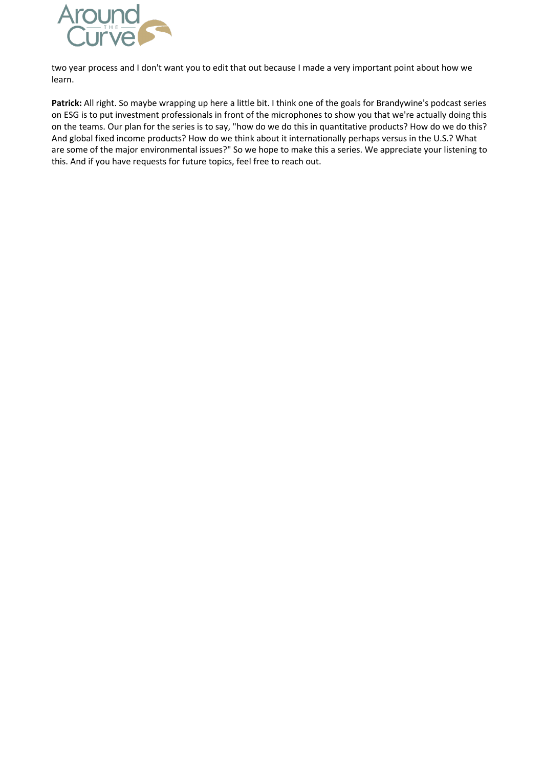two year process and I don't want you to edit that out because I made a very important point about how we learn.

**Patrick:** All right. So maybe wrapping up here a little bit. I think one of the goals for Brandywine's podcast series on ESG is to put investment professionals in front of the microphones to show you that we're actually doing this on the teams. Our plan for the series is to say, "how do we do this in quantitative products? How do we do this? And global fixed income products? How do we think about it internationally perhaps versus in the U.S.? What are some of the major environmental issues?" So we hope to make this a series. We appreciate your listening to this. And if you have requests for future topics, feel free to reach out.